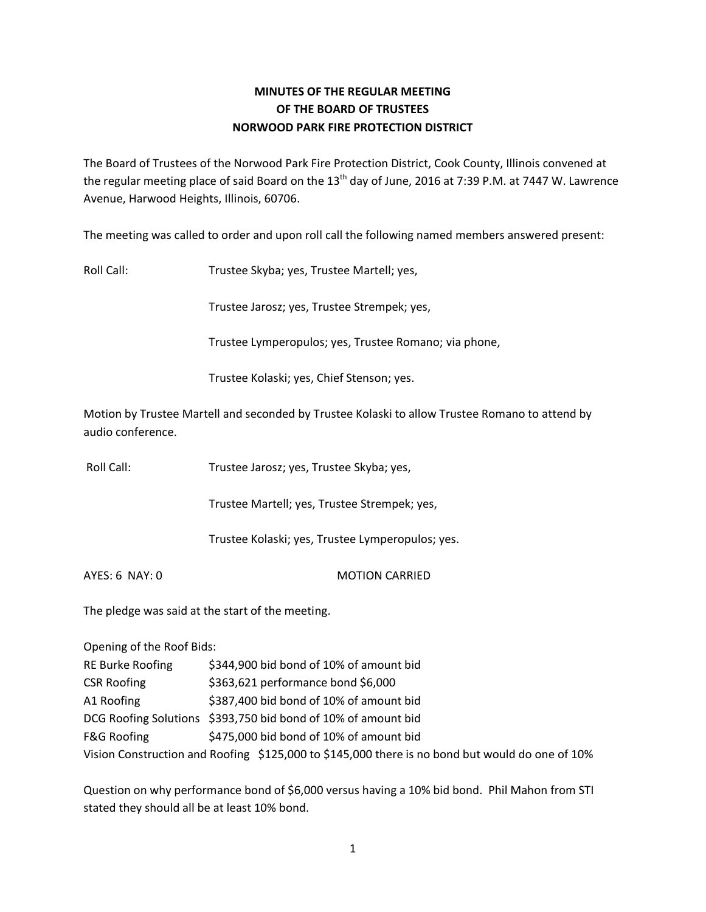# MINUTES OF THE REGULAR MEETING OF THE BOARD OF TRUSTEES NORWOOD PARK FIRE PROTECTION DISTRICT

The Board of Trustees of the Norwood Park Fire Protection District, Cook County, Illinois convened at the regular meeting place of said Board on the 13th day of June, 2016 at 7:39 P.M. at 7447 W. Lawrence Avenue, Harwood Heights, Illinois, 60706.

The meeting was called to order and upon roll call the following named members answered present:

Roll Call: Trustee Skyba; yes, Trustee Martell; yes,

Trustee Jarosz; yes, Trustee Strempek; yes,

Trustee Lymperopulos; yes, Trustee Romano; via phone,

Trustee Kolaski; yes, Chief Stenson; yes.

Motion by Trustee Martell and seconded by Trustee Kolaski to allow Trustee Romano to attend by audio conference.

Roll Call: Trustee Jarosz; yes, Trustee Skyba; yes,

Trustee Martell; yes, Trustee Strempek; yes,

Trustee Kolaski; yes, Trustee Lymperopulos; yes.

AYES: 6 NAY: 0 MOTION CARRIED

The pledge was said at the start of the meeting.

Opening of the Roof Bids:

RE Burke Roofing $344,900 bid bond of 10% of amount bid
CSR Roofing $363,621 performance bond $6,000
A1 Roofing $387,400 bid bond of 10% of amount bid
DCG Roofing Solutions $393,750 bid bond of 10% of amount bid
F&G Roofing $475,000 bid bond of 10% of amount bid
Vision Construction and Roofing $125,000 to $145,000 there is no bond but would do one of 10%

Question on why performance bond of $6,000 versus having a 10% bid bond. Phil Mahon from STI stated they should all be at least 10% bond.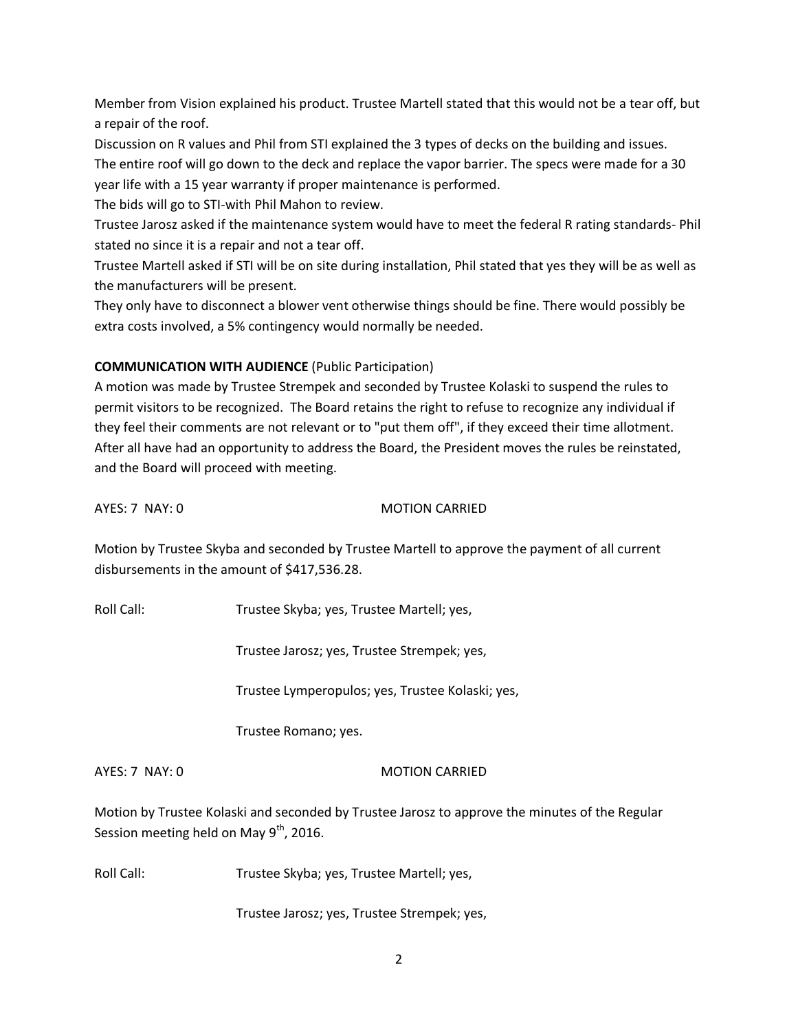Member from Vision explained his product. Trustee Martell stated that this would not be a tear off, but a repair of the roof.

Discussion on R values and Phil from STI explained the 3 types of decks on the building and issues.

The entire roof will go down to the deck and replace the vapor barrier. The specs were made for a 30 year life with a 15 year warranty if proper maintenance is performed.

The bids will go to STI-with Phil Mahon to review.

Trustee Jarosz asked if the maintenance system would have to meet the federal R rating standards- Phil stated no since it is a repair and not a tear off.

Trustee Martell asked if STI will be on site during installation, Phil stated that yes they will be as well as the manufacturers will be present.

They only have to disconnect a blower vent otherwise things should be fine. There would possibly be extra costs involved, a 5% contingency would normally be needed.

**COMMUNICATION WITH AUDIENCE** (Public Participation)

A motion was made by Trustee Strempek and seconded by Trustee Kolaski to suspend the rules to permit visitors to be recognized. The Board retains the right to refuse to recognize any individual if they feel their comments are not relevant or to "put them off", if they exceed their time allotment. After all have had an opportunity to address the Board, the President moves the rules be reinstated, and the Board will proceed with meeting.

AYES: 7 NAY: 0 MOTION CARRIED

Motion by Trustee Skyba and seconded by Trustee Martell to approve the payment of all current disbursements in the amount of $417,536.28.

Roll Call: Trustee Skyba; yes, Trustee Martell; yes,

Trustee Jarosz; yes, Trustee Strempek; yes,

Trustee Lymperopulos; yes, Trustee Kolaski; yes,

Trustee Romano; yes.

AYES: 7 NAY: 0 MOTION CARRIED

Motion by Trustee Kolaski and seconded by Trustee Jarosz to approve the minutes of the Regular Session meeting held on May 9th, 2016.

Roll Call: Trustee Skyba; yes, Trustee Martell; yes,

Trustee Jarosz; yes, Trustee Strempek; yes,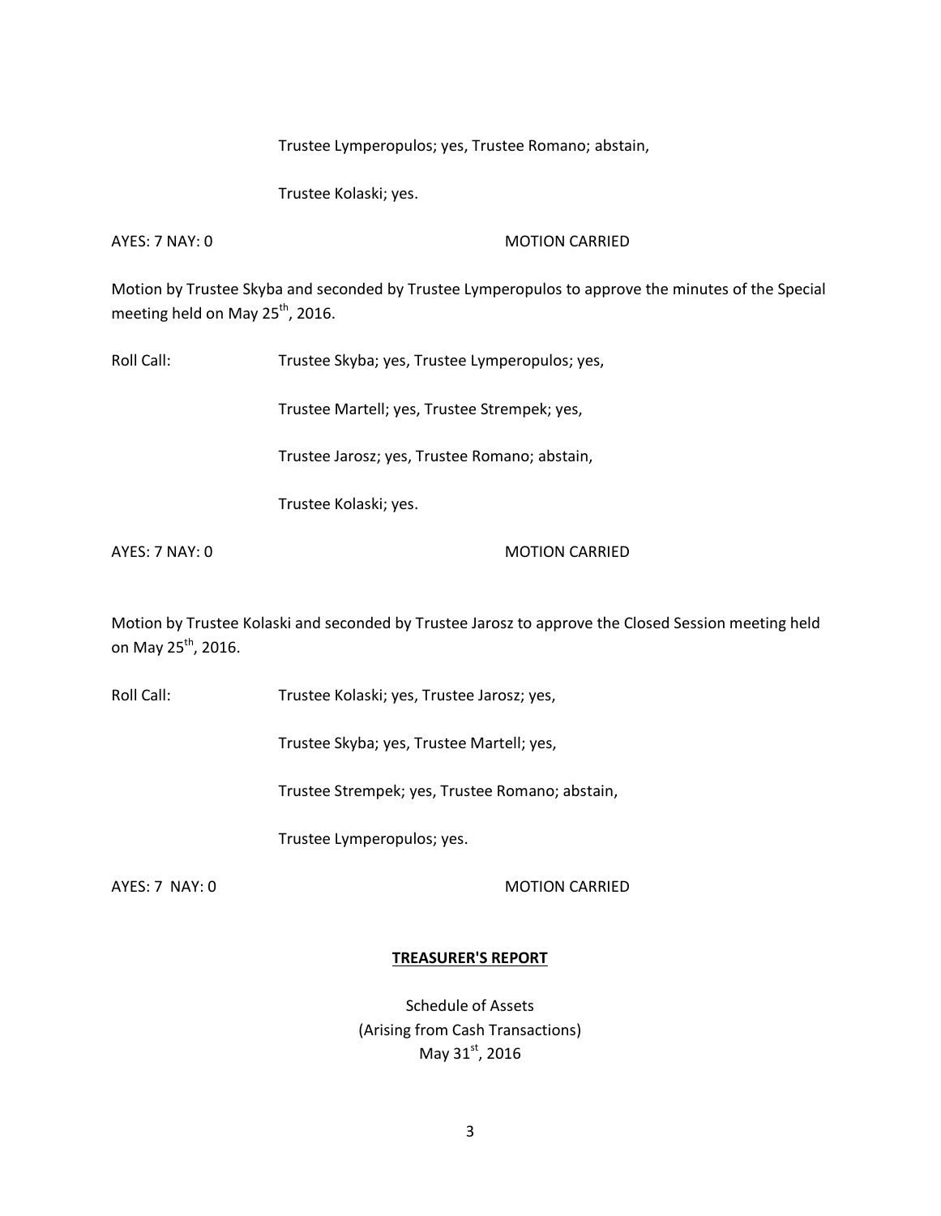Trustee Lymperopulos; yes, Trustee Romano; abstain,

Trustee Kolaski; yes.

AYES: 7 NAY: 0 MOTION CARRIED

Motion by Trustee Skyba and seconded by Trustee Lymperopulos to approve the minutes of the Special meeting held on May 25th, 2016.

Roll Call: Trustee Skyba; yes, Trustee Lymperopulos; yes,

Trustee Martell; yes, Trustee Strempek; yes,

Trustee Jarosz; yes, Trustee Romano; abstain,

Trustee Kolaski; yes.

AYES: 7 NAY: 0 MOTION CARRIED

Motion by Trustee Kolaski and seconded by Trustee Jarosz to approve the Closed Session meeting held on May 25th, 2016.

Roll Call: Trustee Kolaski; yes, Trustee Jarosz; yes,

Trustee Skyba; yes, Trustee Martell; yes,

Trustee Strempek; yes, Trustee Romano; abstain,

Trustee Lymperopulos; yes.

AYES: 7 NAY: 0 MOTION CARRIED

**TREASURER'S REPORT**

Schedule of Assets
(Arising from Cash Transactions)
May 31st, 2016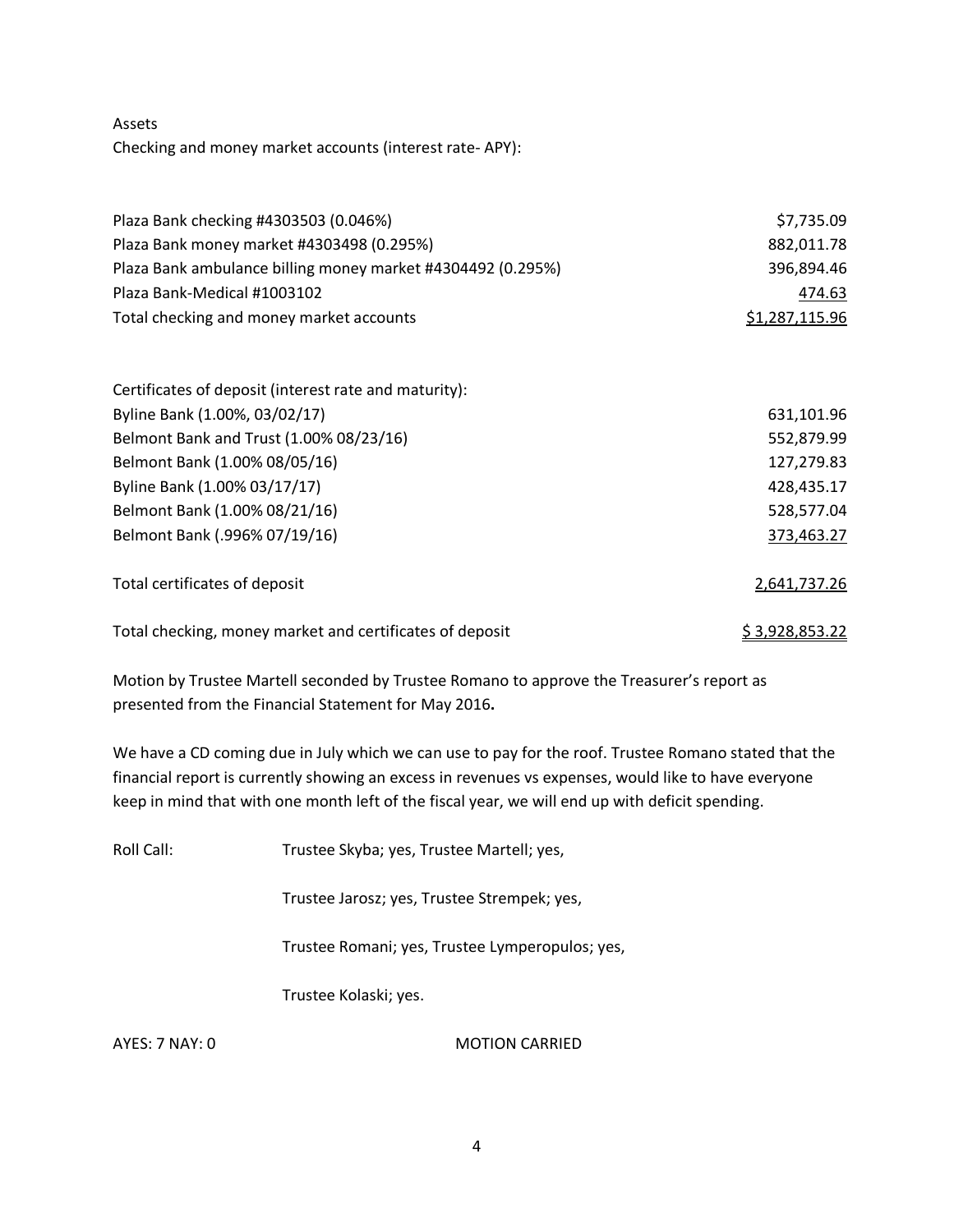Assets

Checking and money market accounts (interest rate- APY):

| | |
|---|---|
| Plaza Bank checking #4303503 (0.046%) | $7,735.09 |
| Plaza Bank money market #4303498 (0.295%) | 882,011.78 |
| Plaza Bank ambulance billing money market #4304492 (0.295%) | 396,894.46 |
| Plaza Bank-Medical #1003102 | 474.63 |
| Total checking and money market accounts | $1,287,115.96 |

| | |
|---|---|
| Certificates of deposit (interest rate and maturity): | |
| Byline Bank (1.00%, 03/02/17) | 631,101.96 |
| Belmont Bank and Trust (1.00% 08/23/16) | 552,879.99 |
| Belmont Bank (1.00% 08/05/16) | 127,279.83 |
| Byline Bank (1.00% 03/17/17) | 428,435.17 |
| Belmont Bank (1.00% 08/21/16) | 528,577.04 |
| Belmont Bank (.996% 07/19/16) | 373,463.27 |
| Total certificates of deposit | 2,641,737.26 |
| Total checking, money market and certificates of deposit | $ 3,928,853.22 |

Motion by Trustee Martell seconded by Trustee Romano to approve the Treasurer's report as presented from the Financial Statement for May 2016**.**

We have a CD coming due in July which we can use to pay for the roof. Trustee Romano stated that the financial report is currently showing an excess in revenues vs expenses, would like to have everyone keep in mind that with one month left of the fiscal year, we will end up with deficit spending.

Roll Call: Trustee Skyba; yes, Trustee Martell; yes,

Trustee Jarosz; yes, Trustee Strempek; yes,

Trustee Romani; yes, Trustee Lymperopulos; yes,

Trustee Kolaski; yes.

AYES: 7 NAY: 0 MOTION CARRIED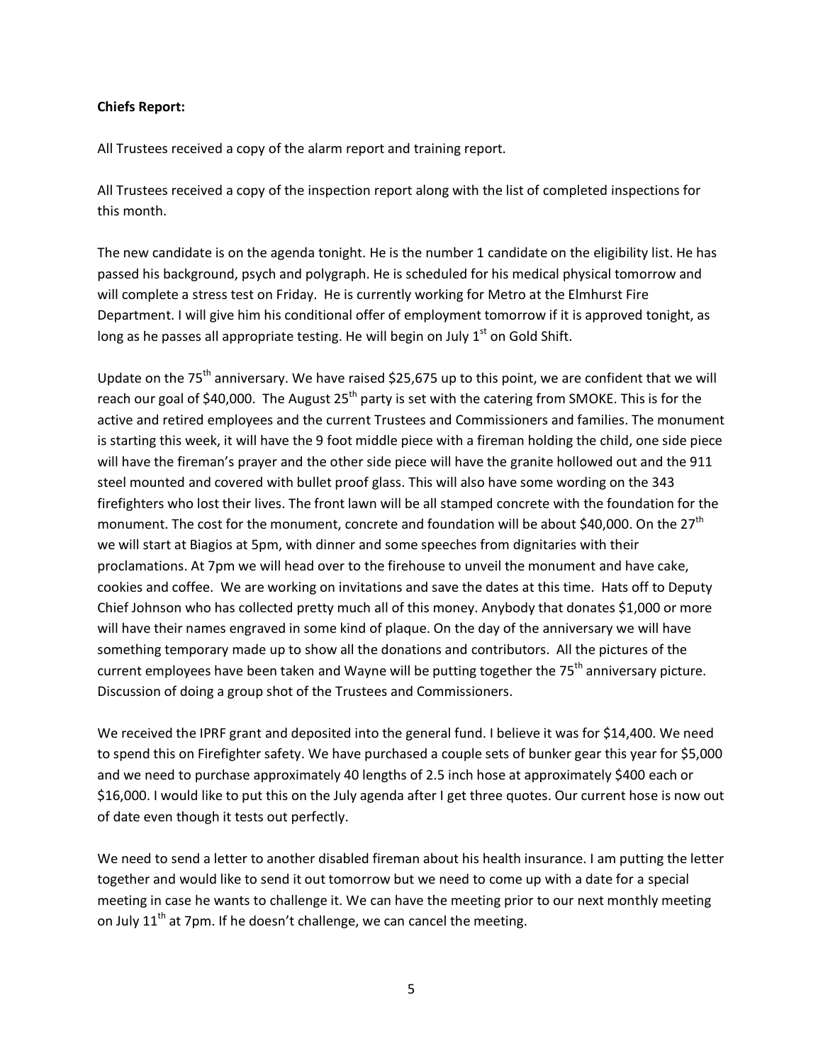**Chiefs Report:**

All Trustees received a copy of the alarm report and training report.

All Trustees received a copy of the inspection report along with the list of completed inspections for this month.

The new candidate is on the agenda tonight. He is the number 1 candidate on the eligibility list. He has passed his background, psych and polygraph. He is scheduled for his medical physical tomorrow and will complete a stress test on Friday. He is currently working for Metro at the Elmhurst Fire Department. I will give him his conditional offer of employment tomorrow if it is approved tonight, as long as he passes all appropriate testing. He will begin on July 1st on Gold Shift.

Update on the 75th anniversary. We have raised $25,675 up to this point, we are confident that we will reach our goal of $40,000. The August 25th party is set with the catering from SMOKE. This is for the active and retired employees and the current Trustees and Commissioners and families. The monument is starting this week, it will have the 9 foot middle piece with a fireman holding the child, one side piece will have the fireman's prayer and the other side piece will have the granite hollowed out and the 911 steel mounted and covered with bullet proof glass. This will also have some wording on the 343 firefighters who lost their lives. The front lawn will be all stamped concrete with the foundation for the monument. The cost for the monument, concrete and foundation will be about $40,000. On the 27th we will start at Biagios at 5pm, with dinner and some speeches from dignitaries with their proclamations. At 7pm we will head over to the firehouse to unveil the monument and have cake, cookies and coffee. We are working on invitations and save the dates at this time. Hats off to Deputy Chief Johnson who has collected pretty much all of this money. Anybody that donates $1,000 or more will have their names engraved in some kind of plaque. On the day of the anniversary we will have something temporary made up to show all the donations and contributors. All the pictures of the current employees have been taken and Wayne will be putting together the 75th anniversary picture. Discussion of doing a group shot of the Trustees and Commissioners.

We received the IPRF grant and deposited into the general fund. I believe it was for $14,400. We need to spend this on Firefighter safety. We have purchased a couple sets of bunker gear this year for $5,000 and we need to purchase approximately 40 lengths of 2.5 inch hose at approximately $400 each or $16,000. I would like to put this on the July agenda after I get three quotes. Our current hose is now out of date even though it tests out perfectly.

We need to send a letter to another disabled fireman about his health insurance. I am putting the letter together and would like to send it out tomorrow but we need to come up with a date for a special meeting in case he wants to challenge it. We can have the meeting prior to our next monthly meeting on July 11th at 7pm. If he doesn't challenge, we can cancel the meeting.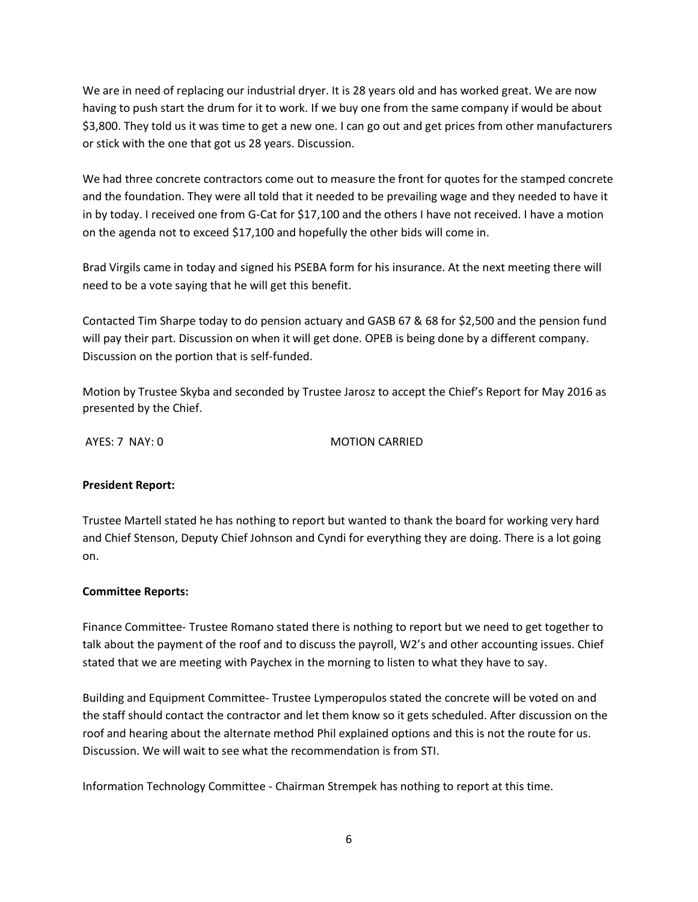We are in need of replacing our industrial dryer. It is 28 years old and has worked great. We are now having to push start the drum for it to work. If we buy one from the same company if would be about $3,800. They told us it was time to get a new one. I can go out and get prices from other manufacturers or stick with the one that got us 28 years. Discussion.

We had three concrete contractors come out to measure the front for quotes for the stamped concrete and the foundation. They were all told that it needed to be prevailing wage and they needed to have it in by today. I received one from G-Cat for $17,100 and the others I have not received. I have a motion on the agenda not to exceed $17,100 and hopefully the other bids will come in.

Brad Virgils came in today and signed his PSEBA form for his insurance. At the next meeting there will need to be a vote saying that he will get this benefit.

Contacted Tim Sharpe today to do pension actuary and GASB 67 & 68 for $2,500 and the pension fund will pay their part. Discussion on when it will get done. OPEB is being done by a different company. Discussion on the portion that is self-funded.

Motion by Trustee Skyba and seconded by Trustee Jarosz to accept the Chief's Report for May 2016 as presented by the Chief.

AYES: 7 NAY: 0 MOTION CARRIED

**President Report:**

Trustee Martell stated he has nothing to report but wanted to thank the board for working very hard and Chief Stenson, Deputy Chief Johnson and Cyndi for everything they are doing. There is a lot going on.

**Committee Reports:**

Finance Committee- Trustee Romano stated there is nothing to report but we need to get together to talk about the payment of the roof and to discuss the payroll, W2's and other accounting issues. Chief stated that we are meeting with Paychex in the morning to listen to what they have to say.

Building and Equipment Committee- Trustee Lymperopulos stated the concrete will be voted on and the staff should contact the contractor and let them know so it gets scheduled. After discussion on the roof and hearing about the alternate method Phil explained options and this is not the route for us. Discussion. We will wait to see what the recommendation is from STI.

Information Technology Committee - Chairman Strempek has nothing to report at this time.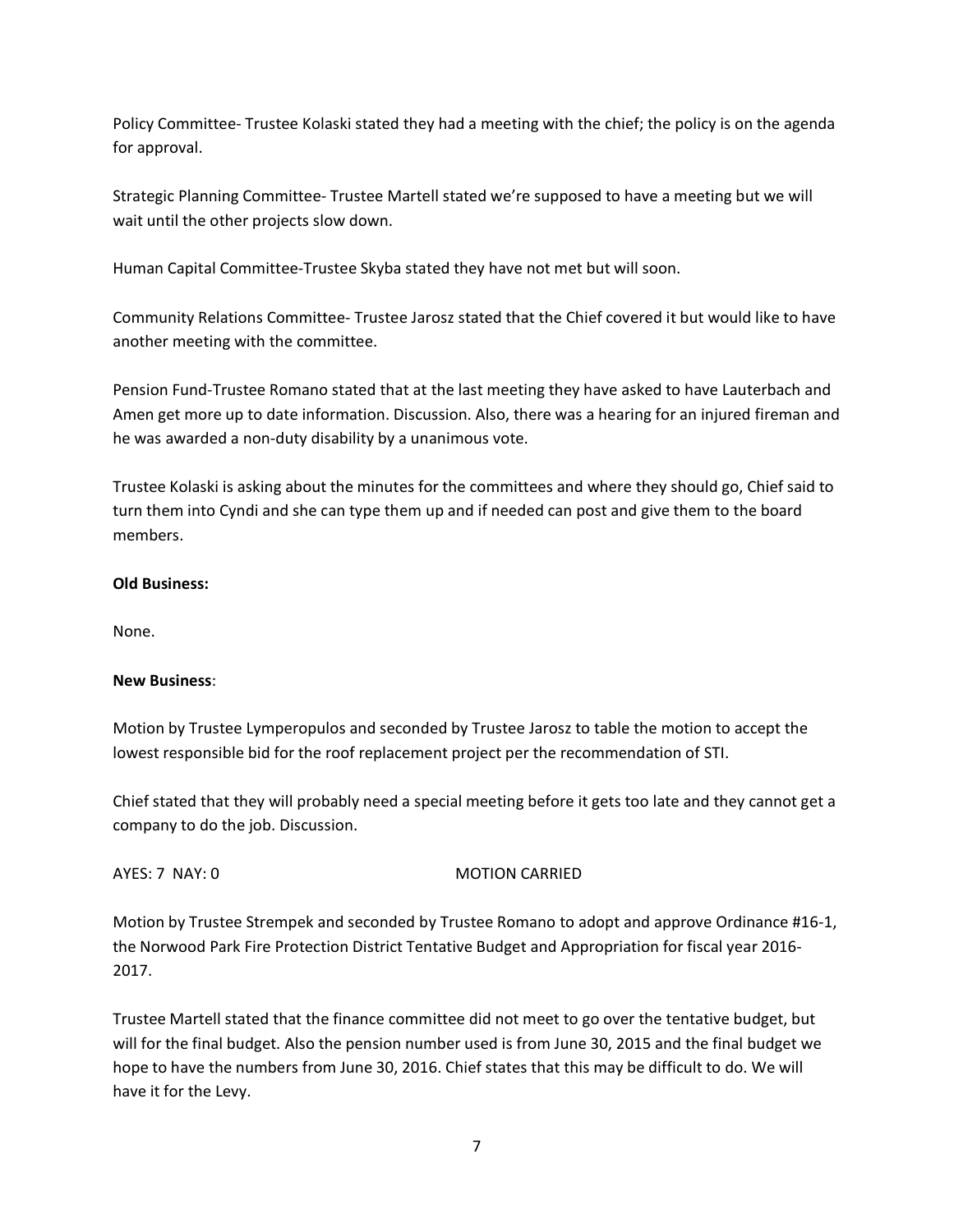Policy Committee- Trustee Kolaski stated they had a meeting with the chief; the policy is on the agenda for approval.

Strategic Planning Committee- Trustee Martell stated we're supposed to have a meeting but we will wait until the other projects slow down.

Human Capital Committee-Trustee Skyba stated they have not met but will soon.

Community Relations Committee- Trustee Jarosz stated that the Chief covered it but would like to have another meeting with the committee.

Pension Fund-Trustee Romano stated that at the last meeting they have asked to have Lauterbach and Amen get more up to date information. Discussion. Also, there was a hearing for an injured fireman and he was awarded a non-duty disability by a unanimous vote.

Trustee Kolaski is asking about the minutes for the committees and where they should go, Chief said to turn them into Cyndi and she can type them up and if needed can post and give them to the board members.

**Old Business:**

None.

**New Business**:

Motion by Trustee Lymperopulos and seconded by Trustee Jarosz to table the motion to accept the lowest responsible bid for the roof replacement project per the recommendation of STI.

Chief stated that they will probably need a special meeting before it gets too late and they cannot get a company to do the job. Discussion.

AYES: 7 NAY: 0 MOTION CARRIED

Motion by Trustee Strempek and seconded by Trustee Romano to adopt and approve Ordinance #16-1, the Norwood Park Fire Protection District Tentative Budget and Appropriation for fiscal year 2016-2017.

Trustee Martell stated that the finance committee did not meet to go over the tentative budget, but will for the final budget. Also the pension number used is from June 30, 2015 and the final budget we hope to have the numbers from June 30, 2016. Chief states that this may be difficult to do. We will have it for the Levy.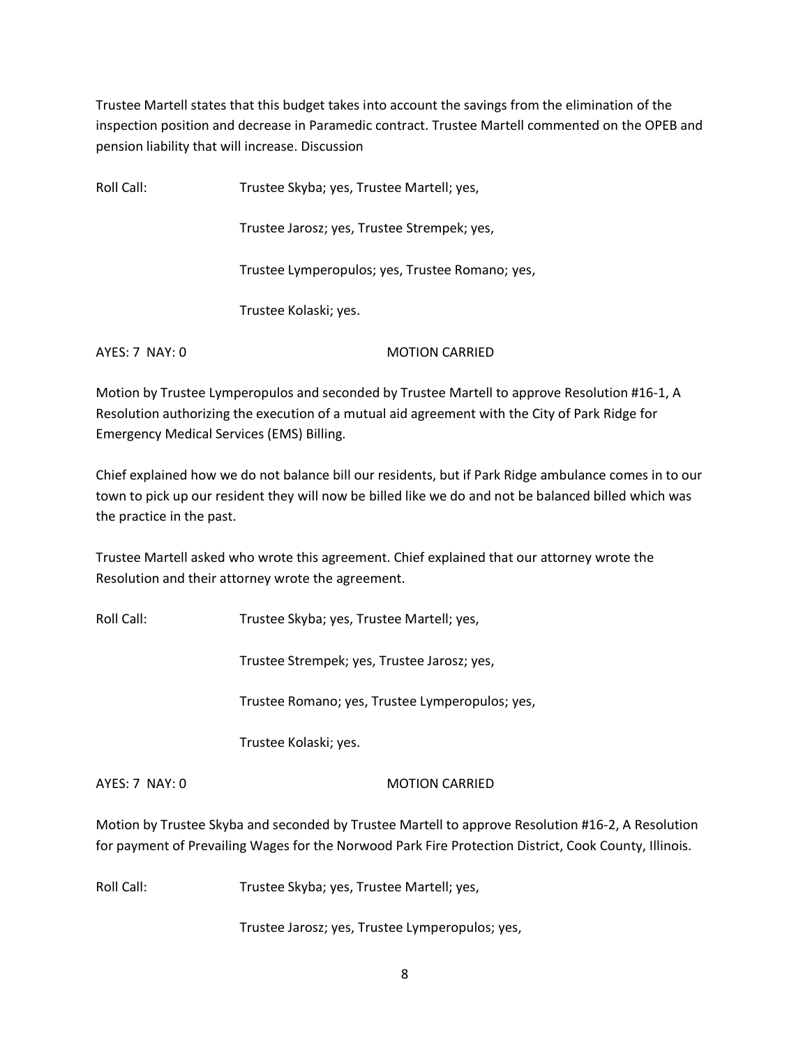Trustee Martell states that this budget takes into account the savings from the elimination of the inspection position and decrease in Paramedic contract. Trustee Martell commented on the OPEB and pension liability that will increase. Discussion

Roll Call: Trustee Skyba; yes, Trustee Martell; yes,

Trustee Jarosz; yes, Trustee Strempek; yes,

Trustee Lymperopulos; yes, Trustee Romano; yes,

Trustee Kolaski; yes.

AYES: 7 NAY: 0 MOTION CARRIED

Motion by Trustee Lymperopulos and seconded by Trustee Martell to approve Resolution #16-1, A Resolution authorizing the execution of a mutual aid agreement with the City of Park Ridge for Emergency Medical Services (EMS) Billing.

Chief explained how we do not balance bill our residents, but if Park Ridge ambulance comes in to our town to pick up our resident they will now be billed like we do and not be balanced billed which was the practice in the past.

Trustee Martell asked who wrote this agreement. Chief explained that our attorney wrote the Resolution and their attorney wrote the agreement.

Roll Call: Trustee Skyba; yes, Trustee Martell; yes,

Trustee Strempek; yes, Trustee Jarosz; yes,

Trustee Romano; yes, Trustee Lymperopulos; yes,

Trustee Kolaski; yes.

AYES: 7 NAY: 0 MOTION CARRIED

Motion by Trustee Skyba and seconded by Trustee Martell to approve Resolution #16-2, A Resolution for payment of Prevailing Wages for the Norwood Park Fire Protection District, Cook County, Illinois.

Roll Call: Trustee Skyba; yes, Trustee Martell; yes,

Trustee Jarosz; yes, Trustee Lymperopulos; yes,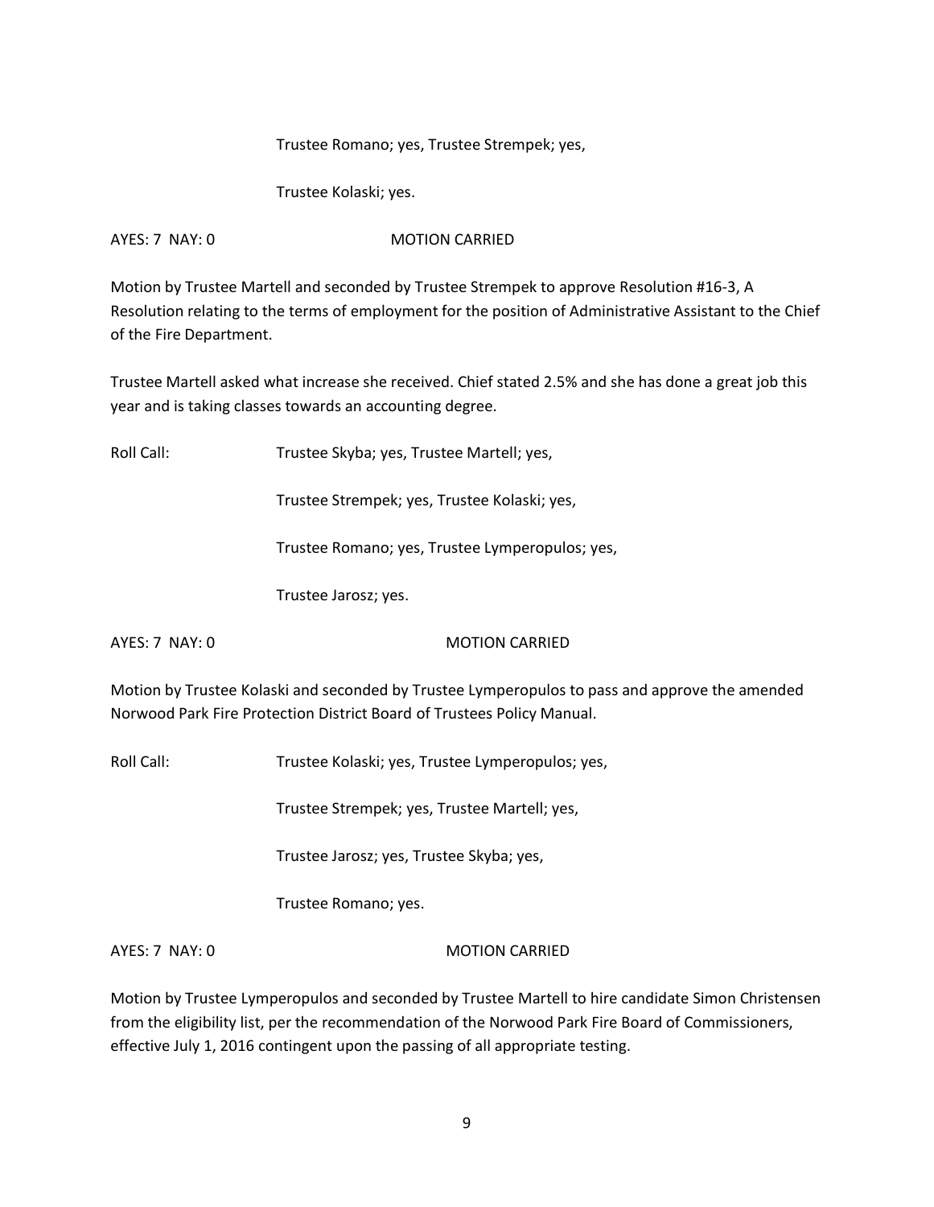Trustee Romano; yes, Trustee Strempek; yes,

Trustee Kolaski; yes.

AYES: 7 NAY: 0 MOTION CARRIED

Motion by Trustee Martell and seconded by Trustee Strempek to approve Resolution #16-3, A Resolution relating to the terms of employment for the position of Administrative Assistant to the Chief of the Fire Department.

Trustee Martell asked what increase she received. Chief stated 2.5% and she has done a great job this year and is taking classes towards an accounting degree.

Roll Call: Trustee Skyba; yes, Trustee Martell; yes,

Trustee Strempek; yes, Trustee Kolaski; yes,

Trustee Romano; yes, Trustee Lymperopulos; yes,

Trustee Jarosz; yes.

AYES: 7 NAY: 0 MOTION CARRIED

Motion by Trustee Kolaski and seconded by Trustee Lymperopulos to pass and approve the amended Norwood Park Fire Protection District Board of Trustees Policy Manual.

Roll Call: Trustee Kolaski; yes, Trustee Lymperopulos; yes,

Trustee Strempek; yes, Trustee Martell; yes,

Trustee Jarosz; yes, Trustee Skyba; yes,

Trustee Romano; yes.

AYES: 7 NAY: 0 MOTION CARRIED

Motion by Trustee Lymperopulos and seconded by Trustee Martell to hire candidate Simon Christensen from the eligibility list, per the recommendation of the Norwood Park Fire Board of Commissioners, effective July 1, 2016 contingent upon the passing of all appropriate testing.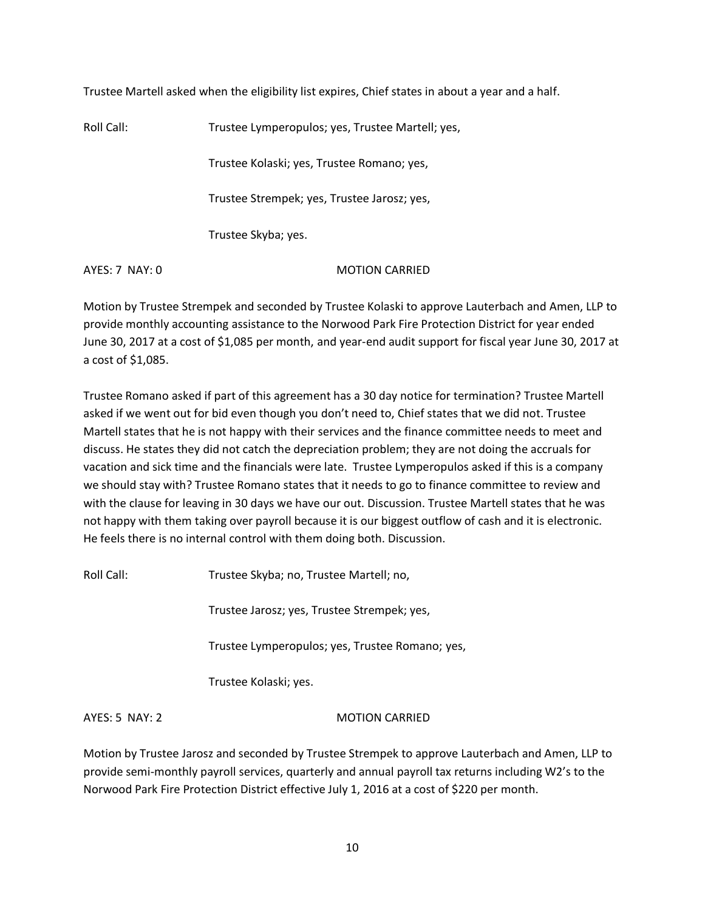Trustee Martell asked when the eligibility list expires, Chief states in about a year and a half.

Roll Call: Trustee Lymperopulos; yes, Trustee Martell; yes,

Trustee Kolaski; yes, Trustee Romano; yes,

Trustee Strempek; yes, Trustee Jarosz; yes,

Trustee Skyba; yes.

AYES: 7 NAY: 0 MOTION CARRIED

Motion by Trustee Strempek and seconded by Trustee Kolaski to approve Lauterbach and Amen, LLP to provide monthly accounting assistance to the Norwood Park Fire Protection District for year ended June 30, 2017 at a cost of $1,085 per month, and year-end audit support for fiscal year June 30, 2017 at a cost of $1,085.

Trustee Romano asked if part of this agreement has a 30 day notice for termination? Trustee Martell asked if we went out for bid even though you don't need to, Chief states that we did not. Trustee Martell states that he is not happy with their services and the finance committee needs to meet and discuss. He states they did not catch the depreciation problem; they are not doing the accruals for vacation and sick time and the financials were late. Trustee Lymperopulos asked if this is a company we should stay with? Trustee Romano states that it needs to go to finance committee to review and with the clause for leaving in 30 days we have our out. Discussion. Trustee Martell states that he was not happy with them taking over payroll because it is our biggest outflow of cash and it is electronic. He feels there is no internal control with them doing both. Discussion.

Roll Call: Trustee Skyba; no, Trustee Martell; no,

Trustee Jarosz; yes, Trustee Strempek; yes,

Trustee Lymperopulos; yes, Trustee Romano; yes,

Trustee Kolaski; yes.

AYES: 5 NAY: 2 MOTION CARRIED

Motion by Trustee Jarosz and seconded by Trustee Strempek to approve Lauterbach and Amen, LLP to provide semi-monthly payroll services, quarterly and annual payroll tax returns including W2's to the Norwood Park Fire Protection District effective July 1, 2016 at a cost of $220 per month.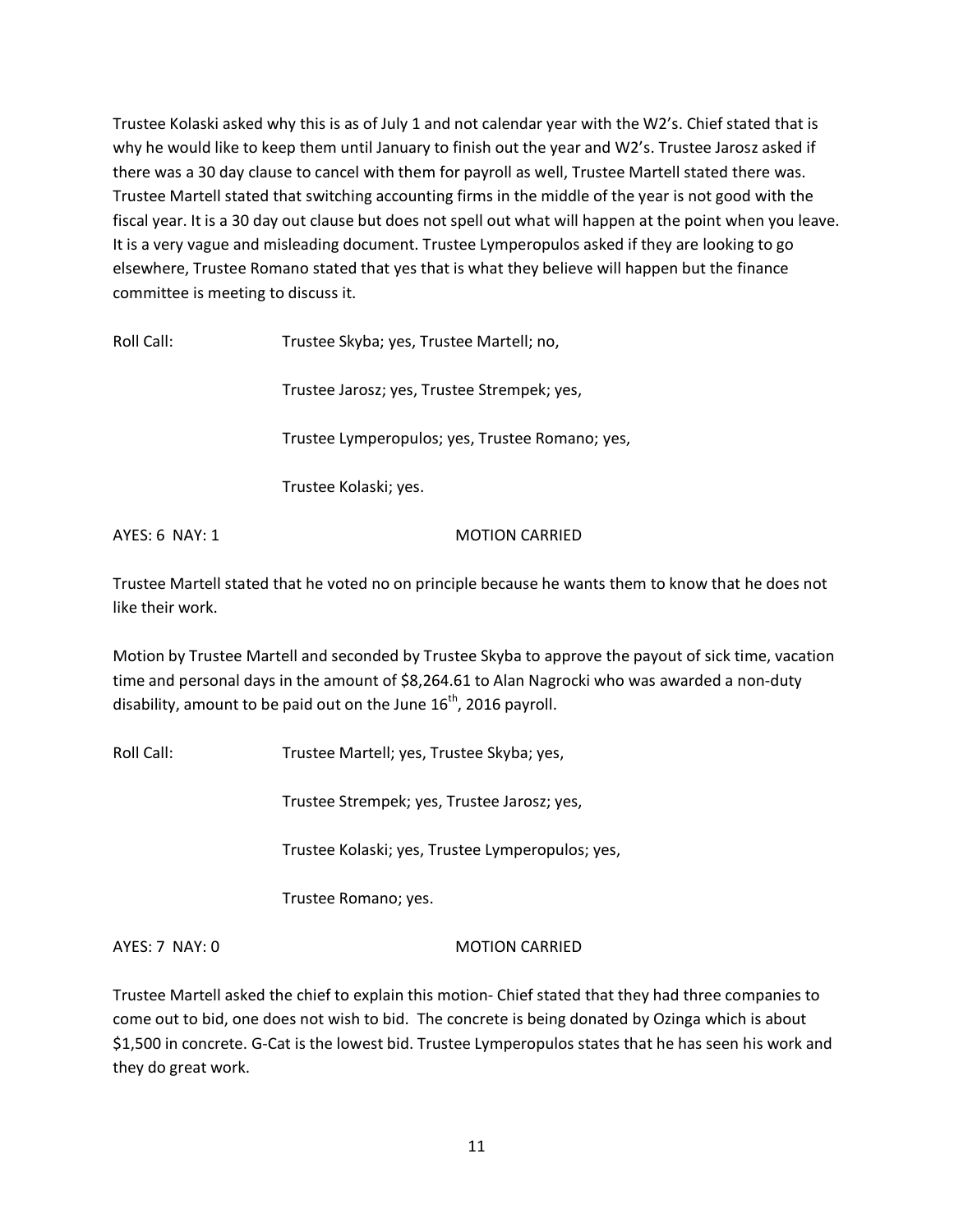Trustee Kolaski asked why this is as of July 1 and not calendar year with the W2's. Chief stated that is why he would like to keep them until January to finish out the year and W2's. Trustee Jarosz asked if there was a 30 day clause to cancel with them for payroll as well, Trustee Martell stated there was. Trustee Martell stated that switching accounting firms in the middle of the year is not good with the fiscal year. It is a 30 day out clause but does not spell out what will happen at the point when you leave. It is a very vague and misleading document. Trustee Lymperopulos asked if they are looking to go elsewhere, Trustee Romano stated that yes that is what they believe will happen but the finance committee is meeting to discuss it.

Roll Call: Trustee Skyba; yes, Trustee Martell; no,

Trustee Jarosz; yes, Trustee Strempek; yes,

Trustee Lymperopulos; yes, Trustee Romano; yes,

Trustee Kolaski; yes.

AYES: 6 NAY: 1 MOTION CARRIED

Trustee Martell stated that he voted no on principle because he wants them to know that he does not like their work.

Motion by Trustee Martell and seconded by Trustee Skyba to approve the payout of sick time, vacation time and personal days in the amount of $8,264.61 to Alan Nagrocki who was awarded a non-duty disability, amount to be paid out on the June 16th, 2016 payroll.

Roll Call: Trustee Martell; yes, Trustee Skyba; yes,

Trustee Strempek; yes, Trustee Jarosz; yes,

Trustee Kolaski; yes, Trustee Lymperopulos; yes,

Trustee Romano; yes.

AYES: 7 NAY: 0 MOTION CARRIED

Trustee Martell asked the chief to explain this motion- Chief stated that they had three companies to come out to bid, one does not wish to bid. The concrete is being donated by Ozinga which is about $1,500 in concrete. G-Cat is the lowest bid. Trustee Lymperopulos states that he has seen his work and they do great work.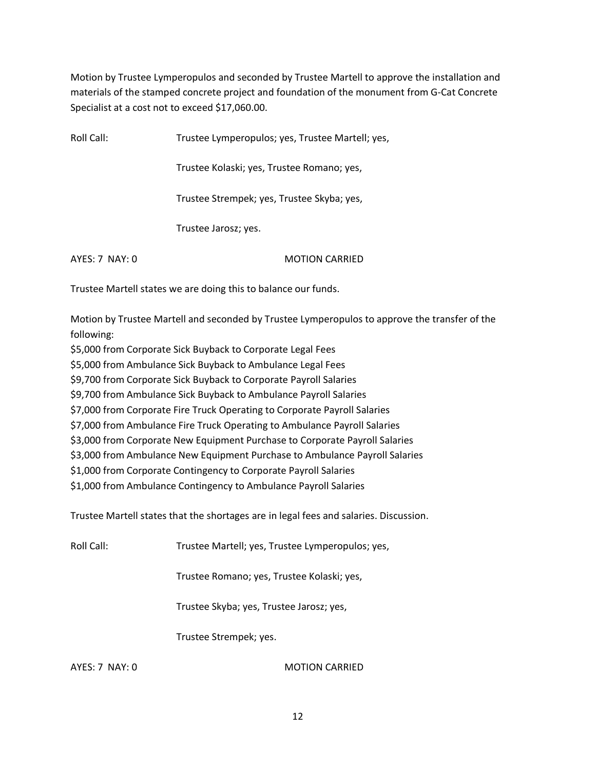Motion by Trustee Lymperopulos and seconded by Trustee Martell to approve the installation and materials of the stamped concrete project and foundation of the monument from G-Cat Concrete Specialist at a cost not to exceed $17,060.00.

Roll Call: Trustee Lymperopulos; yes, Trustee Martell; yes,

Trustee Kolaski; yes, Trustee Romano; yes,

Trustee Strempek; yes, Trustee Skyba; yes,

Trustee Jarosz; yes.

AYES: 7 NAY: 0 MOTION CARRIED

Trustee Martell states we are doing this to balance our funds.

Motion by Trustee Martell and seconded by Trustee Lymperopulos to approve the transfer of the following:

$5,000 from Corporate Sick Buyback to Corporate Legal Fees
$5,000 from Ambulance Sick Buyback to Ambulance Legal Fees
$9,700 from Corporate Sick Buyback to Corporate Payroll Salaries
$9,700 from Ambulance Sick Buyback to Ambulance Payroll Salaries
$7,000 from Corporate Fire Truck Operating to Corporate Payroll Salaries
$7,000 from Ambulance Fire Truck Operating to Ambulance Payroll Salaries
$3,000 from Corporate New Equipment Purchase to Corporate Payroll Salaries
$3,000 from Ambulance New Equipment Purchase to Ambulance Payroll Salaries
$1,000 from Corporate Contingency to Corporate Payroll Salaries
$1,000 from Ambulance Contingency to Ambulance Payroll Salaries

Trustee Martell states that the shortages are in legal fees and salaries. Discussion.

Roll Call: Trustee Martell; yes, Trustee Lymperopulos; yes,

Trustee Romano; yes, Trustee Kolaski; yes,

Trustee Skyba; yes, Trustee Jarosz; yes,

Trustee Strempek; yes.

AYES: 7 NAY: 0 MOTION CARRIED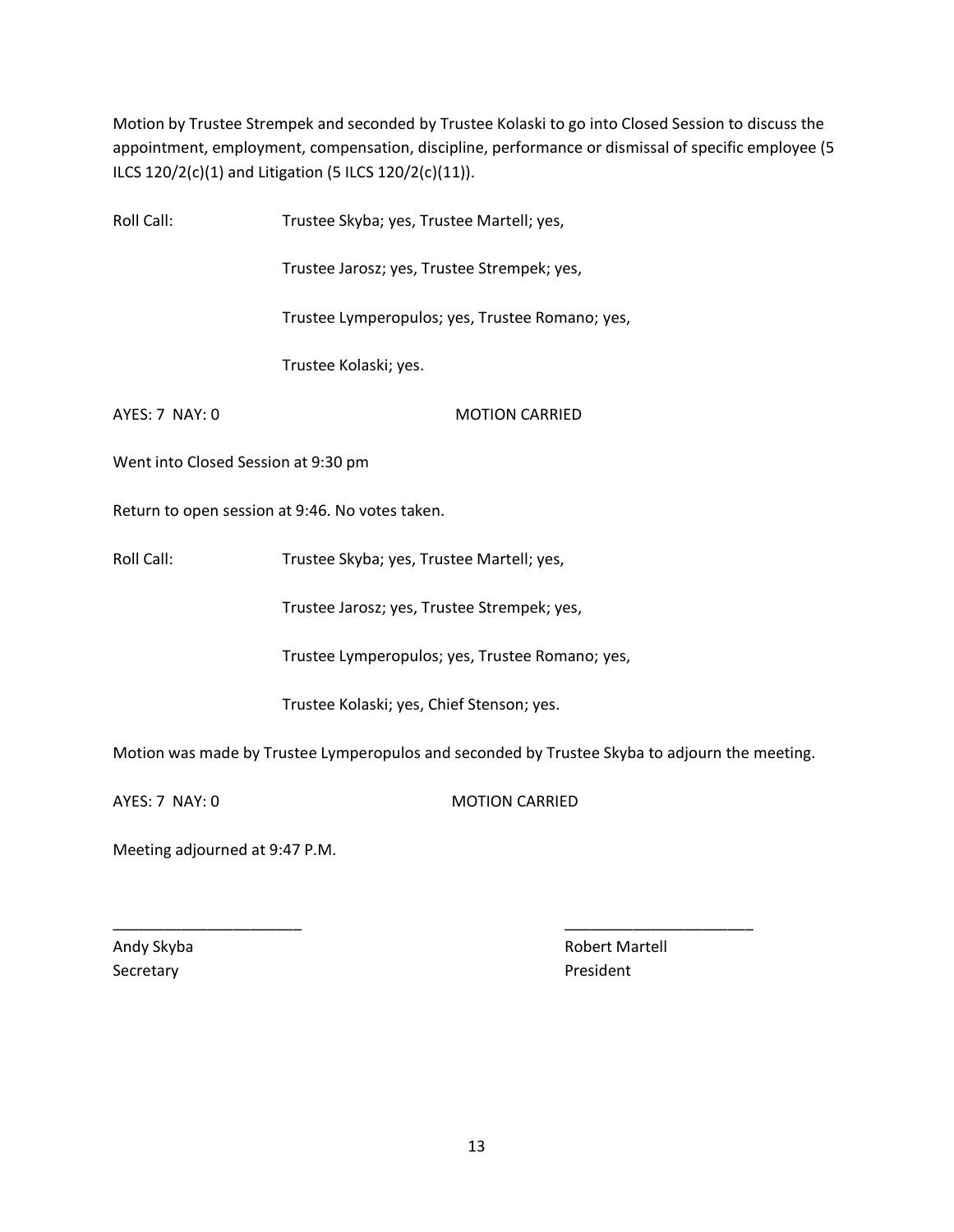Motion by Trustee Strempek and seconded by Trustee Kolaski to go into Closed Session to discuss the appointment, employment, compensation, discipline, performance or dismissal of specific employee (5 ILCS 120/2(c)(1) and Litigation (5 ILCS 120/2(c)(11)).

Roll Call: Trustee Skyba; yes, Trustee Martell; yes,

Trustee Jarosz; yes, Trustee Strempek; yes,

Trustee Lymperopulos; yes, Trustee Romano; yes,

Trustee Kolaski; yes.

AYES: 7 NAY: 0 MOTION CARRIED

Went into Closed Session at 9:30 pm

Return to open session at 9:46. No votes taken.

Roll Call: Trustee Skyba; yes, Trustee Martell; yes,

Trustee Jarosz; yes, Trustee Strempek; yes,

Trustee Lymperopulos; yes, Trustee Romano; yes,

Trustee Kolaski; yes, Chief Stenson; yes.

Motion was made by Trustee Lymperopulos and seconded by Trustee Skyba to adjourn the meeting.

AYES: 7 NAY: 0 MOTION CARRIED

Meeting adjourned at 9:47 P.M.

______________________ ______________________

Andy Skyba
Secretary

Robert Martell
President